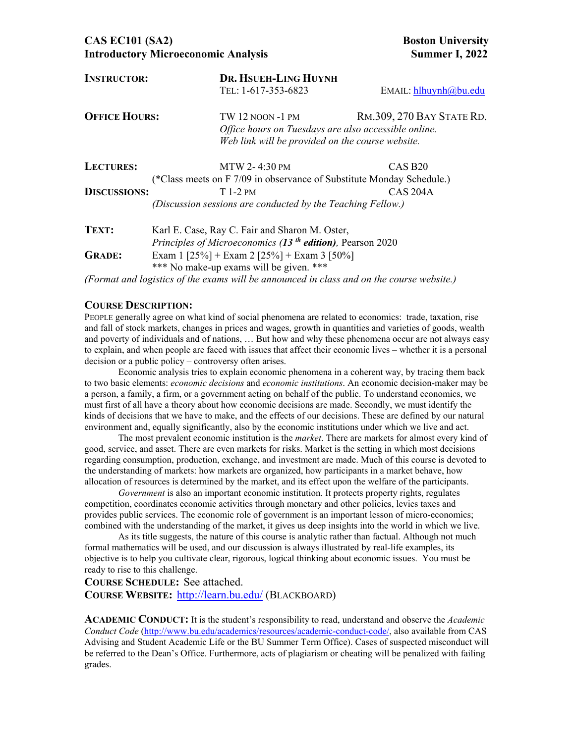**CAS EC101 (SA2)** **Boston University**
**Introductory Microeconomic Analysis** **Summer I, 2022**

| | | |
|---|---|---|
| **INSTRUCTOR:** | **DR. HSUEH-LING HUYNH** | |
| | TEL: 1-617-353-6823 | EMAIL: hlhuynh@bu.edu |
| **OFFICE HOURS:** | TW 12 NOON -1 PM | RM.309, 270 BAY STATE RD. |
| | *Office hours on Tuesdays are also accessible online. Web link will be provided on the course website.* | |
| **LECTURES:** | MTW 2- 4:30 PM | CAS B20 |
| | (*Class meets on F 7/09 in observance of Substitute Monday Schedule.) | |
| **DISCUSSIONS:** | T 1-2 PM | CAS 204A |
| | *(Discussion sessions are conducted by the Teaching Fellow.)* | |

**TEXT:** Karl E. Case, Ray C. Fair and Sharon M. Oster,
*Principles of Microeconomics (**13th edition**)*, Pearson 2020

**GRADE:** Exam 1 [25%] + Exam 2 [25%] + Exam 3 [50%]
*** No make-up exams will be given. ***

*(Format and logistics of the exams will be announced in class and on the course website.)*

**COURSE DESCRIPTION:**

PEOPLE generally agree on what kind of social phenomena are related to economics: trade, taxation, rise and fall of stock markets, changes in prices and wages, growth in quantities and varieties of goods, wealth and poverty of individuals and of nations, … But how and why these phenomena occur are not always easy to explain, and when people are faced with issues that affect their economic lives – whether it is a personal decision or a public policy – controversy often arises.

Economic analysis tries to explain economic phenomena in a coherent way, by tracing them back to two basic elements: *economic decisions* and *economic institutions*. An economic decision-maker may be a person, a family, a firm, or a government acting on behalf of the public. To understand economics, we must first of all have a theory about how economic decisions are made. Secondly, we must identify the kinds of decisions that we have to make, and the effects of our decisions. These are defined by our natural environment and, equally significantly, also by the economic institutions under which we live and act.

The most prevalent economic institution is the *market*. There are markets for almost every kind of good, service, and asset. There are even markets for risks. Market is the setting in which most decisions regarding consumption, production, exchange, and investment are made. Much of this course is devoted to the understanding of markets: how markets are organized, how participants in a market behave, how allocation of resources is determined by the market, and its effect upon the welfare of the participants.

*Government* is also an important economic institution. It protects property rights, regulates competition, coordinates economic activities through monetary and other policies, levies taxes and provides public services. The economic role of government is an important lesson of micro-economics; combined with the understanding of the market, it gives us deep insights into the world in which we live.

As its title suggests, the nature of this course is analytic rather than factual. Although not much formal mathematics will be used, and our discussion is always illustrated by real-life examples, its objective is to help you cultivate clear, rigorous, logical thinking about economic issues. You must be ready to rise to this challenge.

**COURSE SCHEDULE:** See attached.

**COURSE WEBSITE:** http://learn.bu.edu/ (BLACKBOARD)

**ACADEMIC CONDUCT:** It is the student's responsibility to read, understand and observe the *Academic Conduct Code* (http://www.bu.edu/academics/resources/academic-conduct-code/, also available from CAS Advising and Student Academic Life or the BU Summer Term Office). Cases of suspected misconduct will be referred to the Dean's Office. Furthermore, acts of plagiarism or cheating will be penalized with failing grades.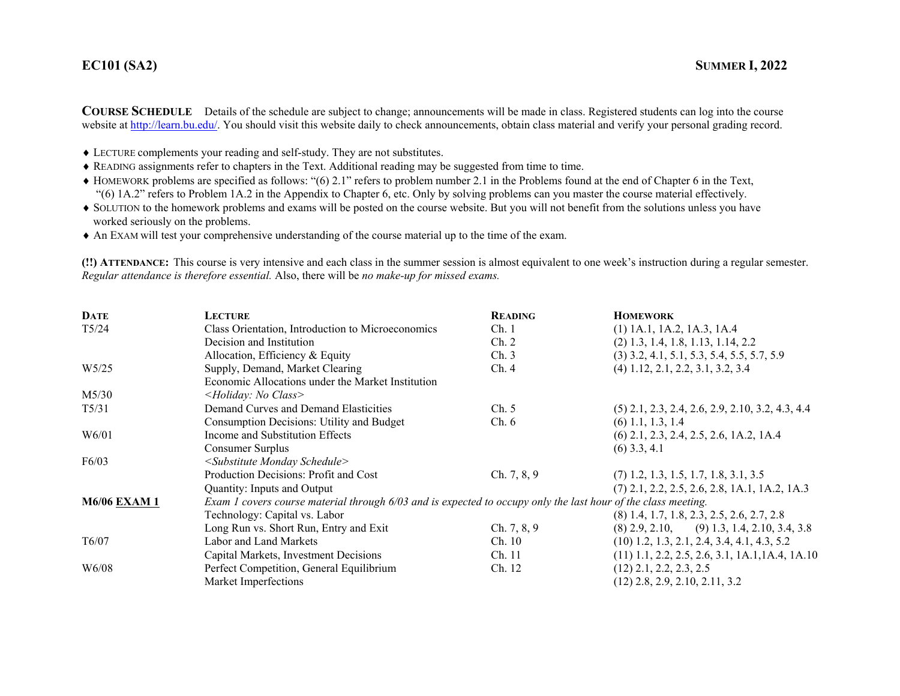**EC101 (SA2)** **SUMMER I, 2022**

**COURSE SCHEDULE** Details of the schedule are subject to change; announcements will be made in class. Registered students can log into the course website at http://learn.bu.edu/. You should visit this website daily to check announcements, obtain class material and verify your personal grading record.

- LECTURE complements your reading and self-study. They are not substitutes.
- READING assignments refer to chapters in the Text. Additional reading may be suggested from time to time.
- HOMEWORK problems are specified as follows: "(6) 2.1" refers to problem number 2.1 in the Problems found at the end of Chapter 6 in the Text, "(6) 1A.2" refers to Problem 1A.2 in the Appendix to Chapter 6, etc. Only by solving problems can you master the course material effectively.
- SOLUTION to the homework problems and exams will be posted on the course website. But you will not benefit from the solutions unless you have worked seriously on the problems.
- An EXAM will test your comprehensive understanding of the course material up to the time of the exam.

**(!!) ATTENDANCE:** This course is very intensive and each class in the summer session is almost equivalent to one week's instruction during a regular semester. *Regular attendance is therefore essential.* Also, there will be *no make-up for missed exams.*

| DATE | LECTURE | READING | HOMEWORK |
|---|---|---|---|
| T5/24 | Class Orientation, Introduction to Microeconomics | Ch. 1 | (1) 1A.1, 1A.2, 1A.3, 1A.4 |
| | Decision and Institution | Ch. 2 | (2) 1.3, 1.4, 1.8, 1.13, 1.14, 2.2 |
| | Allocation, Efficiency & Equity | Ch. 3 | (3) 3.2, 4.1, 5.1, 5.3, 5.4, 5.5, 5.7, 5.9 |
| W5/25 | Supply, Demand, Market Clearing | Ch. 4 | (4) 1.12, 2.1, 2.2, 3.1, 3.2, 3.4 |
| | Economic Allocations under the Market Institution | | |
| M5/30 | *<Holiday: No Class>* | | |
| T5/31 | Demand Curves and Demand Elasticities | Ch. 5 | (5) 2.1, 2.3, 2.4, 2.6, 2.9, 2.10, 3.2, 4.3, 4.4 |
| | Consumption Decisions: Utility and Budget | Ch. 6 | (6) 1.1, 1.3, 1.4 |
| W6/01 | Income and Substitution Effects | | (6) 2.1, 2.3, 2.4, 2.5, 2.6, 1A.2, 1A.4 |
| | Consumer Surplus | | (6) 3.3, 4.1 |
| F6/03 | *<Substitute Monday Schedule>* | | |
| | Production Decisions: Profit and Cost | Ch. 7, 8, 9 | (7) 1.2, 1.3, 1.5, 1.7, 1.8, 3.1, 3.5 |
| | Quantity: Inputs and Output | | (7) 2.1, 2.2, 2.5, 2.6, 2.8, 1A.1, 1A.2, 1A.3 |
| **M6/06 EXAM 1** | *Exam 1 covers course material through 6/03 and is expected to occupy only the last hour of the class meeting.* | | |
| | Technology: Capital vs. Labor | | (8) 1.4, 1.7, 1.8, 2.3, 2.5, 2.6, 2.7, 2.8 |
| | Long Run vs. Short Run, Entry and Exit | Ch. 7, 8, 9 | (8) 2.9, 2.10, (9) 1.3, 1.4, 2.10, 3.4, 3.8 |
| T6/07 | Labor and Land Markets | Ch. 10 | (10) 1.2, 1.3, 2.1, 2.4, 3.4, 4.1, 4.3, 5.2 |
| | Capital Markets, Investment Decisions | Ch. 11 | (11) 1.1, 2.2, 2.5, 2.6, 3.1, 1A.1,1A.4, 1A.10 |
| W6/08 | Perfect Competition, General Equilibrium | Ch. 12 | (12) 2.1, 2.2, 2.3, 2.5 |
| | Market Imperfections | | (12) 2.8, 2.9, 2.10, 2.11, 3.2 |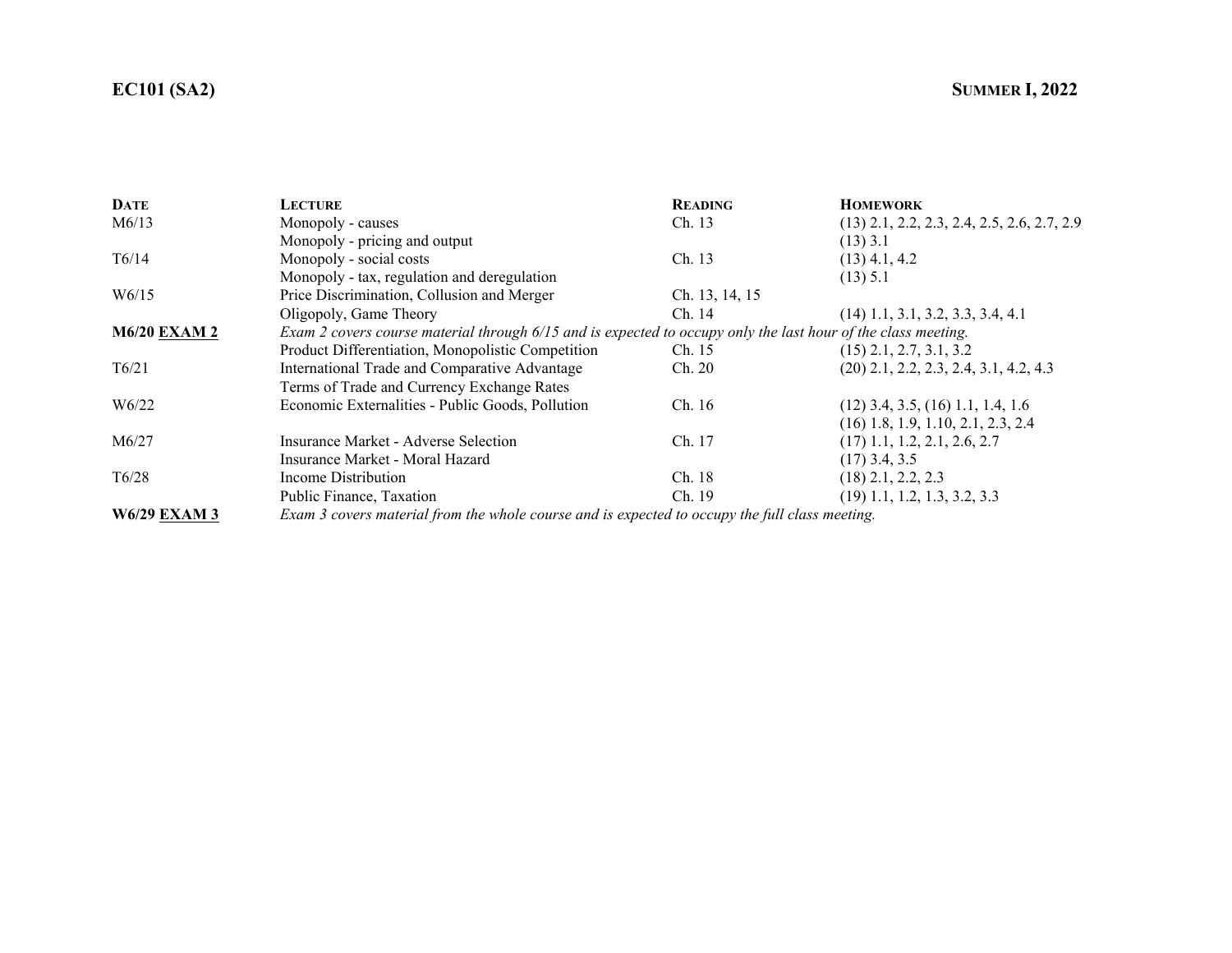| **DATE** | **LECTURE** | **READING** | **HOMEWORK** |
|---|---|---|---|
| M6/13 | Monopoly - causes | Ch. 13 | (13) 2.1, 2.2, 2.3, 2.4, 2.5, 2.6, 2.7, 2.9 |
| | Monopoly - pricing and output | | (13) 3.1 |
| T6/14 | Monopoly - social costs | Ch. 13 | (13) 4.1, 4.2 |
| | Monopoly - tax, regulation and deregulation | | (13) 5.1 |
| W6/15 | Price Discrimination, Collusion and Merger | Ch. 13, 14, 15 | |
| | Oligopoly, Game Theory | Ch. 14 | (14) 1.1, 3.1, 3.2, 3.3, 3.4, 4.1 |
| **M6/20** **EXAM 2** | *Exam 2 covers course material through 6/15 and is expected to occupy only the last hour of the class meeting.* | | |
| | Product Differentiation, Monopolistic Competition | Ch. 15 | (15) 2.1, 2.7, 3.1, 3.2 |
| T6/21 | International Trade and Comparative Advantage | Ch. 20 | (20) 2.1, 2.2, 2.3, 2.4, 3.1, 4.2, 4.3 |
| | Terms of Trade and Currency Exchange Rates | | |
| W6/22 | Economic Externalities - Public Goods, Pollution | Ch. 16 | (12) 3.4, 3.5, (16) 1.1, 1.4, 1.6 |
| | | | (16) 1.8, 1.9, 1.10, 2.1, 2.3, 2.4 |
| M6/27 | Insurance Market - Adverse Selection | Ch. 17 | (17) 1.1, 1.2, 2.1, 2.6, 2.7 |
| | Insurance Market - Moral Hazard | | (17) 3.4, 3.5 |
| T6/28 | Income Distribution | Ch. 18 | (18) 2.1, 2.2, 2.3 |
| | Public Finance, Taxation | Ch. 19 | (19) 1.1, 1.2, 1.3, 3.2, 3.3 |
| **W6/29** **EXAM 3** | *Exam 3 covers material from the whole course and is expected to occupy the full class meeting.* | | |